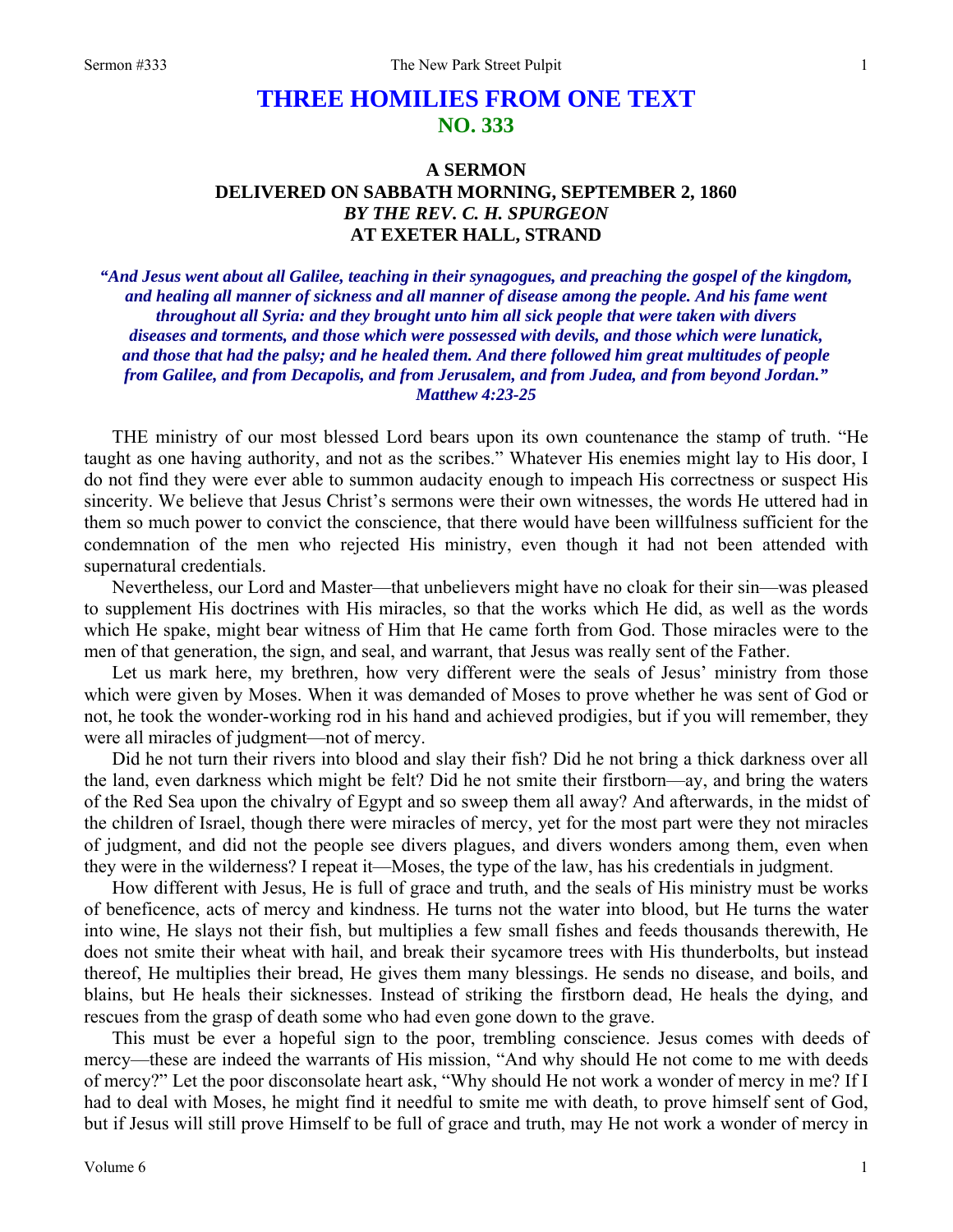# THREE HOMILIES FROM ONE TEXT
## NO. 333

### A SERMON
### DELIVERED ON SABBATH MORNING, SEPTEMBER 2, 1860
### *BY THE REV. C. H. SPURGEON*
### AT EXETER HALL, STRAND

***"And Jesus went about all Galilee, teaching in their synagogues, and preaching the gospel of the kingdom, and healing all manner of sickness and all manner of disease among the people. And his fame went throughout all Syria: and they brought unto him all sick people that were taken with divers diseases and torments, and those which were possessed with devils, and those which were lunatick, and those that had the palsy; and he healed them. And there followed him great multitudes of people from Galilee, and from Decapolis, and from Jerusalem, and from Judea, and from beyond Jordan." Matthew 4:23-25***

THE ministry of our most blessed Lord bears upon its own countenance the stamp of truth. "He taught as one having authority, and not as the scribes." Whatever His enemies might lay to His door, I do not find they were ever able to summon audacity enough to impeach His correctness or suspect His sincerity. We believe that Jesus Christ's sermons were their own witnesses, the words He uttered had in them so much power to convict the conscience, that there would have been willfulness sufficient for the condemnation of the men who rejected His ministry, even though it had not been attended with supernatural credentials.

Nevertheless, our Lord and Master—that unbelievers might have no cloak for their sin—was pleased to supplement His doctrines with His miracles, so that the works which He did, as well as the words which He spake, might bear witness of Him that He came forth from God. Those miracles were to the men of that generation, the sign, and seal, and warrant, that Jesus was really sent of the Father.

Let us mark here, my brethren, how very different were the seals of Jesus' ministry from those which were given by Moses. When it was demanded of Moses to prove whether he was sent of God or not, he took the wonder-working rod in his hand and achieved prodigies, but if you will remember, they were all miracles of judgment—not of mercy.

Did he not turn their rivers into blood and slay their fish? Did he not bring a thick darkness over all the land, even darkness which might be felt? Did he not smite their firstborn—ay, and bring the waters of the Red Sea upon the chivalry of Egypt and so sweep them all away? And afterwards, in the midst of the children of Israel, though there were miracles of mercy, yet for the most part were they not miracles of judgment, and did not the people see divers plagues, and divers wonders among them, even when they were in the wilderness? I repeat it—Moses, the type of the law, has his credentials in judgment.

How different with Jesus, He is full of grace and truth, and the seals of His ministry must be works of beneficence, acts of mercy and kindness. He turns not the water into blood, but He turns the water into wine, He slays not their fish, but multiplies a few small fishes and feeds thousands therewith, He does not smite their wheat with hail, and break their sycamore trees with His thunderbolts, but instead thereof, He multiplies their bread, He gives them many blessings. He sends no disease, and boils, and blains, but He heals their sicknesses. Instead of striking the firstborn dead, He heals the dying, and rescues from the grasp of death some who had even gone down to the grave.

This must be ever a hopeful sign to the poor, trembling conscience. Jesus comes with deeds of mercy—these are indeed the warrants of His mission, "And why should He not come to me with deeds of mercy?" Let the poor disconsolate heart ask, "Why should He not work a wonder of mercy in me? If I had to deal with Moses, he might find it needful to smite me with death, to prove himself sent of God, but if Jesus will still prove Himself to be full of grace and truth, may He not work a wonder of mercy in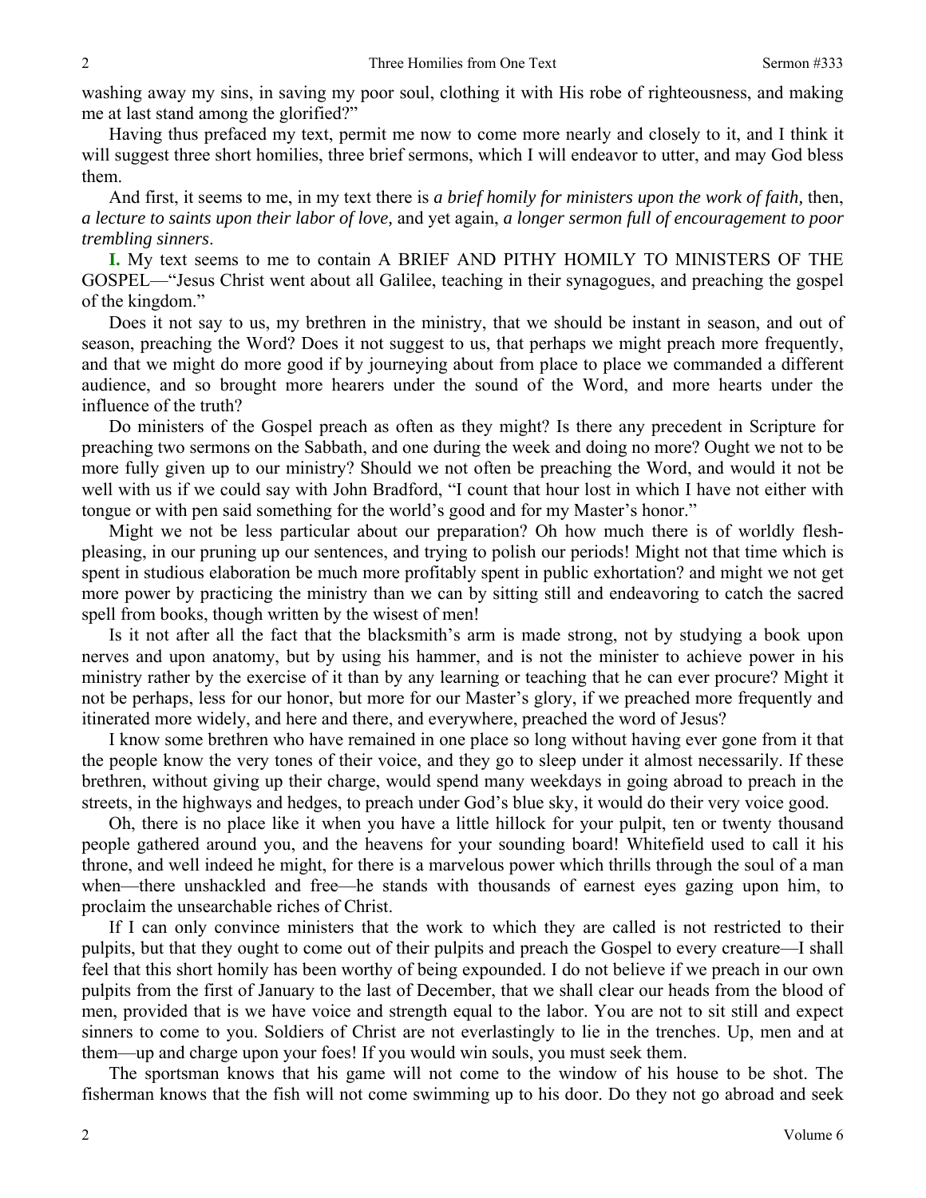washing away my sins, in saving my poor soul, clothing it with His robe of righteousness, and making me at last stand among the glorified?"

Having thus prefaced my text, permit me now to come more nearly and closely to it, and I think it will suggest three short homilies, three brief sermons, which I will endeavor to utter, and may God bless them.

And first, it seems to me, in my text there is *a brief homily for ministers upon the work of faith,* then, *a lecture to saints upon their labor of love,* and yet again, *a longer sermon full of encouragement to poor trembling sinners*.

**I.** My text seems to me to contain A BRIEF AND PITHY HOMILY TO MINISTERS OF THE GOSPEL—"Jesus Christ went about all Galilee, teaching in their synagogues, and preaching the gospel of the kingdom."

Does it not say to us, my brethren in the ministry, that we should be instant in season, and out of season, preaching the Word? Does it not suggest to us, that perhaps we might preach more frequently, and that we might do more good if by journeying about from place to place we commanded a different audience, and so brought more hearers under the sound of the Word, and more hearts under the influence of the truth?

Do ministers of the Gospel preach as often as they might? Is there any precedent in Scripture for preaching two sermons on the Sabbath, and one during the week and doing no more? Ought we not to be more fully given up to our ministry? Should we not often be preaching the Word, and would it not be well with us if we could say with John Bradford, "I count that hour lost in which I have not either with tongue or with pen said something for the world's good and for my Master's honor."

Might we not be less particular about our preparation? Oh how much there is of worldly flesh-pleasing, in our pruning up our sentences, and trying to polish our periods! Might not that time which is spent in studious elaboration be much more profitably spent in public exhortation? and might we not get more power by practicing the ministry than we can by sitting still and endeavoring to catch the sacred spell from books, though written by the wisest of men!

Is it not after all the fact that the blacksmith's arm is made strong, not by studying a book upon nerves and upon anatomy, but by using his hammer, and is not the minister to achieve power in his ministry rather by the exercise of it than by any learning or teaching that he can ever procure? Might it not be perhaps, less for our honor, but more for our Master's glory, if we preached more frequently and itinerated more widely, and here and there, and everywhere, preached the word of Jesus?

I know some brethren who have remained in one place so long without having ever gone from it that the people know the very tones of their voice, and they go to sleep under it almost necessarily. If these brethren, without giving up their charge, would spend many weekdays in going abroad to preach in the streets, in the highways and hedges, to preach under God's blue sky, it would do their very voice good.

Oh, there is no place like it when you have a little hillock for your pulpit, ten or twenty thousand people gathered around you, and the heavens for your sounding board! Whitefield used to call it his throne, and well indeed he might, for there is a marvelous power which thrills through the soul of a man when—there unshackled and free—he stands with thousands of earnest eyes gazing upon him, to proclaim the unsearchable riches of Christ.

If I can only convince ministers that the work to which they are called is not restricted to their pulpits, but that they ought to come out of their pulpits and preach the Gospel to every creature—I shall feel that this short homily has been worthy of being expounded. I do not believe if we preach in our own pulpits from the first of January to the last of December, that we shall clear our heads from the blood of men, provided that is we have voice and strength equal to the labor. You are not to sit still and expect sinners to come to you. Soldiers of Christ are not everlastingly to lie in the trenches. Up, men and at them—up and charge upon your foes! If you would win souls, you must seek them.

The sportsman knows that his game will not come to the window of his house to be shot. The fisherman knows that the fish will not come swimming up to his door. Do they not go abroad and seek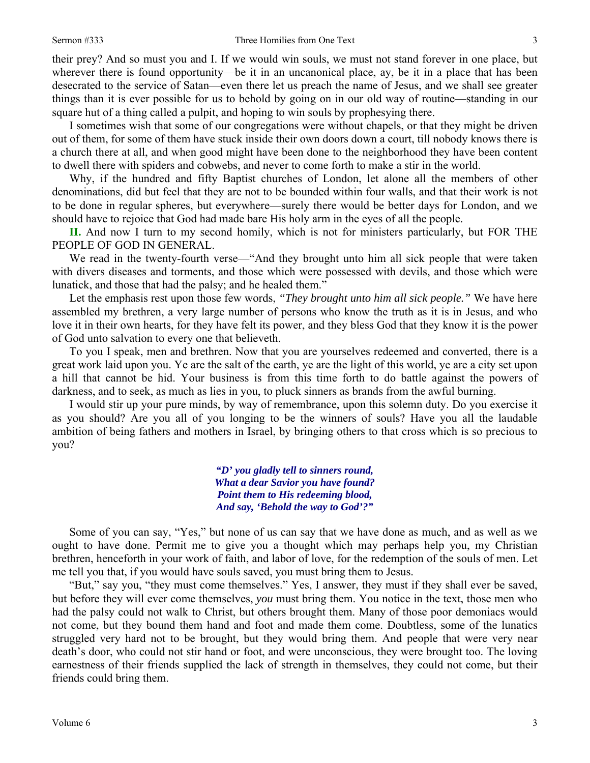their prey? And so must you and I. If we would win souls, we must not stand forever in one place, but wherever there is found opportunity—be it in an uncanonical place, ay, be it in a place that has been desecrated to the service of Satan—even there let us preach the name of Jesus, and we shall see greater things than it is ever possible for us to behold by going on in our old way of routine—standing in our square hut of a thing called a pulpit, and hoping to win souls by prophesying there.

I sometimes wish that some of our congregations were without chapels, or that they might be driven out of them, for some of them have stuck inside their own doors down a court, till nobody knows there is a church there at all, and when good might have been done to the neighborhood they have been content to dwell there with spiders and cobwebs, and never to come forth to make a stir in the world.

Why, if the hundred and fifty Baptist churches of London, let alone all the members of other denominations, did but feel that they are not to be bounded within four walls, and that their work is not to be done in regular spheres, but everywhere—surely there would be better days for London, and we should have to rejoice that God had made bare His holy arm in the eyes of all the people.

**II.** And now I turn to my second homily, which is not for ministers particularly, but FOR THE PEOPLE OF GOD IN GENERAL.

We read in the twenty-fourth verse—"And they brought unto him all sick people that were taken with divers diseases and torments, and those which were possessed with devils, and those which were lunatick, and those that had the palsy; and he healed them."

Let the emphasis rest upon those few words, *"They brought unto him all sick people."* We have here assembled my brethren, a very large number of persons who know the truth as it is in Jesus, and who love it in their own hearts, for they have felt its power, and they bless God that they know it is the power of God unto salvation to every one that believeth.

To you I speak, men and brethren. Now that you are yourselves redeemed and converted, there is a great work laid upon you. Ye are the salt of the earth, ye are the light of this world, ye are a city set upon a hill that cannot be hid. Your business is from this time forth to do battle against the powers of darkness, and to seek, as much as lies in you, to pluck sinners as brands from the awful burning.

I would stir up your pure minds, by way of remembrance, upon this solemn duty. Do you exercise it as you should? Are you all of you longing to be the winners of souls? Have you all the laudable ambition of being fathers and mothers in Israel, by bringing others to that cross which is so precious to you?

> ***"D' you gladly tell to sinners round,***
> ***What a dear Savior you have found?***
> ***Point them to His redeeming blood,***
> ***And say, 'Behold the way to God'?"***

Some of you can say, "Yes," but none of us can say that we have done as much, and as well as we ought to have done. Permit me to give you a thought which may perhaps help you, my Christian brethren, henceforth in your work of faith, and labor of love, for the redemption of the souls of men. Let me tell you that, if you would have souls saved, you must bring them to Jesus.

"But," say you, "they must come themselves." Yes, I answer, they must if they shall ever be saved, but before they will ever come themselves, *you* must bring them. You notice in the text, those men who had the palsy could not walk to Christ, but others brought them. Many of those poor demoniacs would not come, but they bound them hand and foot and made them come. Doubtless, some of the lunatics struggled very hard not to be brought, but they would bring them. And people that were very near death's door, who could not stir hand or foot, and were unconscious, they were brought too. The loving earnestness of their friends supplied the lack of strength in themselves, they could not come, but their friends could bring them.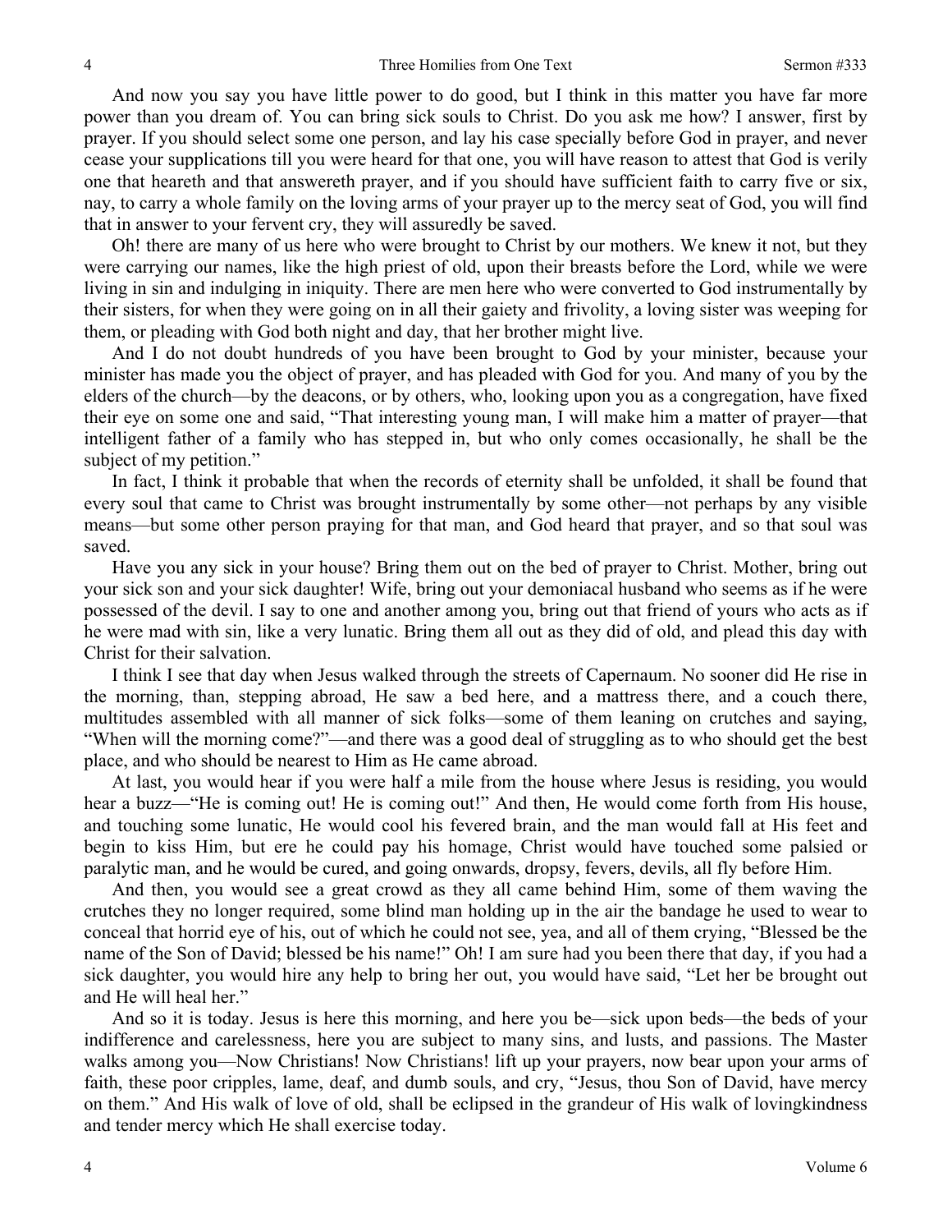And now you say you have little power to do good, but I think in this matter you have far more power than you dream of. You can bring sick souls to Christ. Do you ask me how? I answer, first by prayer. If you should select some one person, and lay his case specially before God in prayer, and never cease your supplications till you were heard for that one, you will have reason to attest that God is verily one that heareth and that answereth prayer, and if you should have sufficient faith to carry five or six, nay, to carry a whole family on the loving arms of your prayer up to the mercy seat of God, you will find that in answer to your fervent cry, they will assuredly be saved.

Oh! there are many of us here who were brought to Christ by our mothers. We knew it not, but they were carrying our names, like the high priest of old, upon their breasts before the Lord, while we were living in sin and indulging in iniquity. There are men here who were converted to God instrumentally by their sisters, for when they were going on in all their gaiety and frivolity, a loving sister was weeping for them, or pleading with God both night and day, that her brother might live.

And I do not doubt hundreds of you have been brought to God by your minister, because your minister has made you the object of prayer, and has pleaded with God for you. And many of you by the elders of the church—by the deacons, or by others, who, looking upon you as a congregation, have fixed their eye on some one and said, "That interesting young man, I will make him a matter of prayer—that intelligent father of a family who has stepped in, but who only comes occasionally, he shall be the subject of my petition."

In fact, I think it probable that when the records of eternity shall be unfolded, it shall be found that every soul that came to Christ was brought instrumentally by some other—not perhaps by any visible means—but some other person praying for that man, and God heard that prayer, and so that soul was saved.

Have you any sick in your house? Bring them out on the bed of prayer to Christ. Mother, bring out your sick son and your sick daughter! Wife, bring out your demoniacal husband who seems as if he were possessed of the devil. I say to one and another among you, bring out that friend of yours who acts as if he were mad with sin, like a very lunatic. Bring them all out as they did of old, and plead this day with Christ for their salvation.

I think I see that day when Jesus walked through the streets of Capernaum. No sooner did He rise in the morning, than, stepping abroad, He saw a bed here, and a mattress there, and a couch there, multitudes assembled with all manner of sick folks—some of them leaning on crutches and saying, "When will the morning come?"—and there was a good deal of struggling as to who should get the best place, and who should be nearest to Him as He came abroad.

At last, you would hear if you were half a mile from the house where Jesus is residing, you would hear a buzz—"He is coming out! He is coming out!" And then, He would come forth from His house, and touching some lunatic, He would cool his fevered brain, and the man would fall at His feet and begin to kiss Him, but ere he could pay his homage, Christ would have touched some palsied or paralytic man, and he would be cured, and going onwards, dropsy, fevers, devils, all fly before Him.

And then, you would see a great crowd as they all came behind Him, some of them waving the crutches they no longer required, some blind man holding up in the air the bandage he used to wear to conceal that horrid eye of his, out of which he could not see, yea, and all of them crying, "Blessed be the name of the Son of David; blessed be his name!" Oh! I am sure had you been there that day, if you had a sick daughter, you would hire any help to bring her out, you would have said, "Let her be brought out and He will heal her."

And so it is today. Jesus is here this morning, and here you be—sick upon beds—the beds of your indifference and carelessness, here you are subject to many sins, and lusts, and passions. The Master walks among you—Now Christians! Now Christians! lift up your prayers, now bear upon your arms of faith, these poor cripples, lame, deaf, and dumb souls, and cry, "Jesus, thou Son of David, have mercy on them." And His walk of love of old, shall be eclipsed in the grandeur of His walk of lovingkindness and tender mercy which He shall exercise today.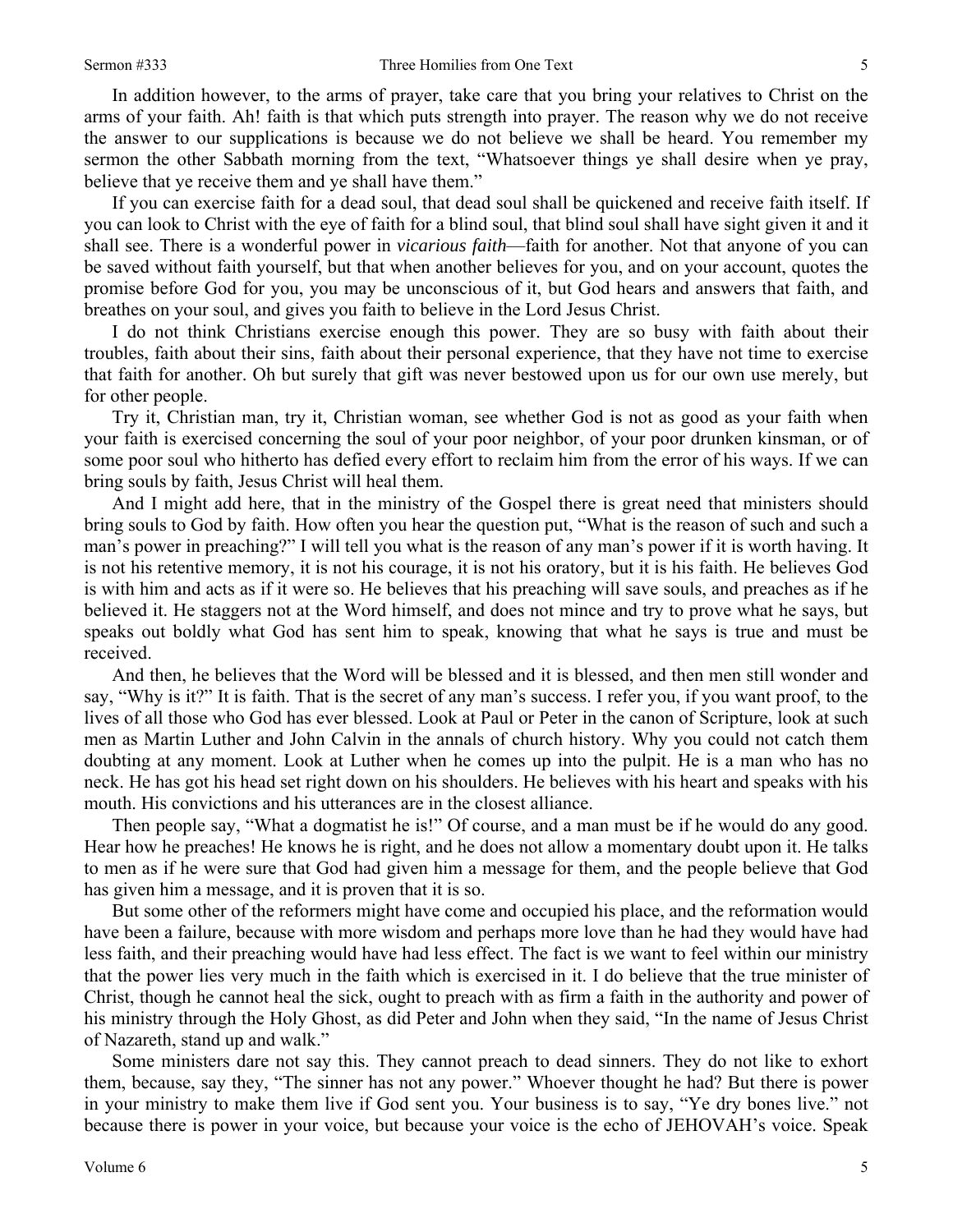In addition however, to the arms of prayer, take care that you bring your relatives to Christ on the arms of your faith. Ah! faith is that which puts strength into prayer. The reason why we do not receive the answer to our supplications is because we do not believe we shall be heard. You remember my sermon the other Sabbath morning from the text, "Whatsoever things ye shall desire when ye pray, believe that ye receive them and ye shall have them."

If you can exercise faith for a dead soul, that dead soul shall be quickened and receive faith itself. If you can look to Christ with the eye of faith for a blind soul, that blind soul shall have sight given it and it shall see. There is a wonderful power in *vicarious faith*—faith for another. Not that anyone of you can be saved without faith yourself, but that when another believes for you, and on your account, quotes the promise before God for you, you may be unconscious of it, but God hears and answers that faith, and breathes on your soul, and gives you faith to believe in the Lord Jesus Christ.

I do not think Christians exercise enough this power. They are so busy with faith about their troubles, faith about their sins, faith about their personal experience, that they have not time to exercise that faith for another. Oh but surely that gift was never bestowed upon us for our own use merely, but for other people.

Try it, Christian man, try it, Christian woman, see whether God is not as good as your faith when your faith is exercised concerning the soul of your poor neighbor, of your poor drunken kinsman, or of some poor soul who hitherto has defied every effort to reclaim him from the error of his ways. If we can bring souls by faith, Jesus Christ will heal them.

And I might add here, that in the ministry of the Gospel there is great need that ministers should bring souls to God by faith. How often you hear the question put, "What is the reason of such and such a man's power in preaching?" I will tell you what is the reason of any man's power if it is worth having. It is not his retentive memory, it is not his courage, it is not his oratory, but it is his faith. He believes God is with him and acts as if it were so. He believes that his preaching will save souls, and preaches as if he believed it. He staggers not at the Word himself, and does not mince and try to prove what he says, but speaks out boldly what God has sent him to speak, knowing that what he says is true and must be received.

And then, he believes that the Word will be blessed and it is blessed, and then men still wonder and say, "Why is it?" It is faith. That is the secret of any man's success. I refer you, if you want proof, to the lives of all those who God has ever blessed. Look at Paul or Peter in the canon of Scripture, look at such men as Martin Luther and John Calvin in the annals of church history. Why you could not catch them doubting at any moment. Look at Luther when he comes up into the pulpit. He is a man who has no neck. He has got his head set right down on his shoulders. He believes with his heart and speaks with his mouth. His convictions and his utterances are in the closest alliance.

Then people say, "What a dogmatist he is!" Of course, and a man must be if he would do any good. Hear how he preaches! He knows he is right, and he does not allow a momentary doubt upon it. He talks to men as if he were sure that God had given him a message for them, and the people believe that God has given him a message, and it is proven that it is so.

But some other of the reformers might have come and occupied his place, and the reformation would have been a failure, because with more wisdom and perhaps more love than he had they would have had less faith, and their preaching would have had less effect. The fact is we want to feel within our ministry that the power lies very much in the faith which is exercised in it. I do believe that the true minister of Christ, though he cannot heal the sick, ought to preach with as firm a faith in the authority and power of his ministry through the Holy Ghost, as did Peter and John when they said, "In the name of Jesus Christ of Nazareth, stand up and walk."

Some ministers dare not say this. They cannot preach to dead sinners. They do not like to exhort them, because, say they, "The sinner has not any power." Whoever thought he had? But there is power in your ministry to make them live if God sent you. Your business is to say, "Ye dry bones live." not because there is power in your voice, but because your voice is the echo of JEHOVAH's voice. Speak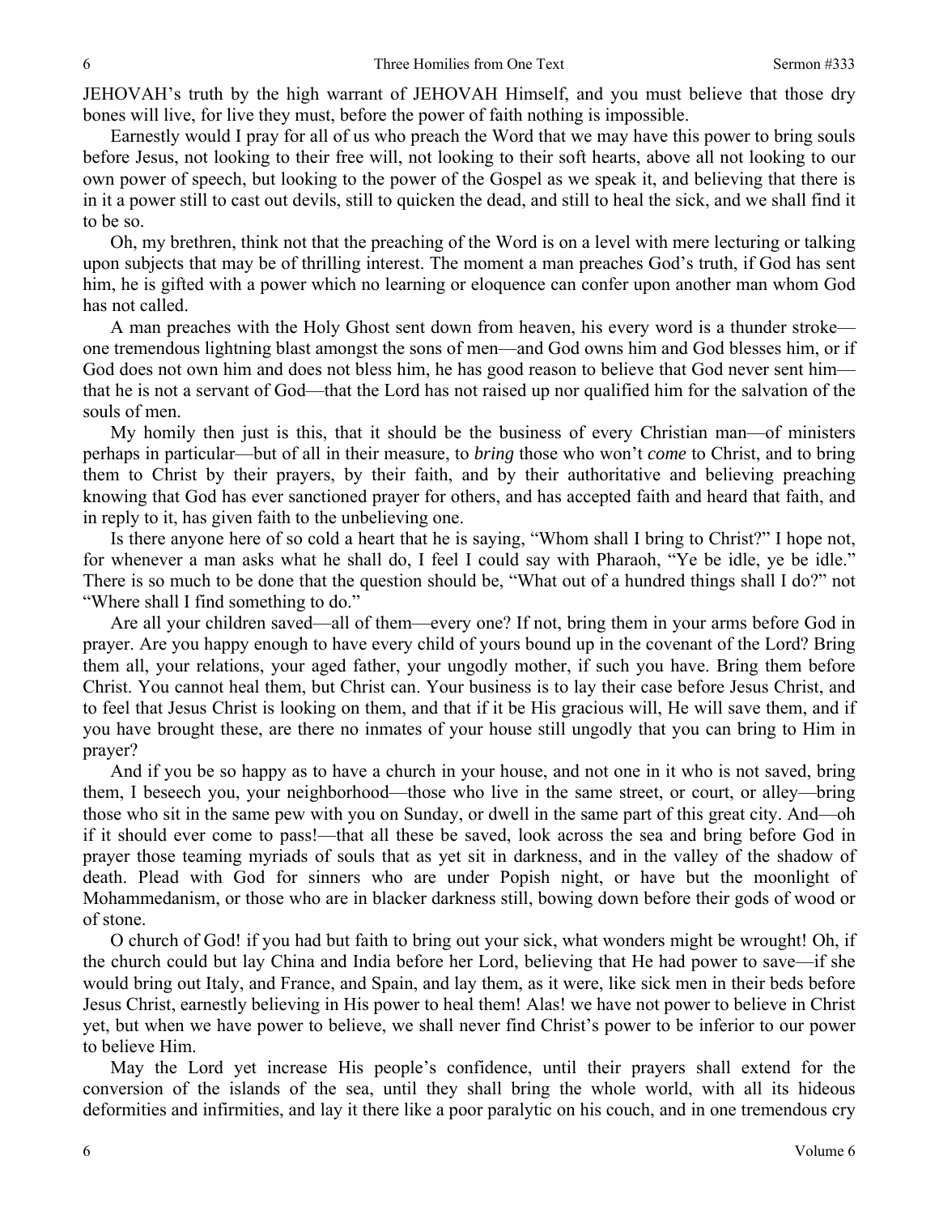JEHOVAH's truth by the high warrant of JEHOVAH Himself, and you must believe that those dry bones will live, for live they must, before the power of faith nothing is impossible.

Earnestly would I pray for all of us who preach the Word that we may have this power to bring souls before Jesus, not looking to their free will, not looking to their soft hearts, above all not looking to our own power of speech, but looking to the power of the Gospel as we speak it, and believing that there is in it a power still to cast out devils, still to quicken the dead, and still to heal the sick, and we shall find it to be so.

Oh, my brethren, think not that the preaching of the Word is on a level with mere lecturing or talking upon subjects that may be of thrilling interest. The moment a man preaches God's truth, if God has sent him, he is gifted with a power which no learning or eloquence can confer upon another man whom God has not called.

A man preaches with the Holy Ghost sent down from heaven, his every word is a thunder stroke—one tremendous lightning blast amongst the sons of men—and God owns him and God blesses him, or if God does not own him and does not bless him, he has good reason to believe that God never sent him—that he is not a servant of God—that the Lord has not raised up nor qualified him for the salvation of the souls of men.

My homily then just is this, that it should be the business of every Christian man—of ministers perhaps in particular—but of all in their measure, to *bring* those who won't *come* to Christ, and to bring them to Christ by their prayers, by their faith, and by their authoritative and believing preaching knowing that God has ever sanctioned prayer for others, and has accepted faith and heard that faith, and in reply to it, has given faith to the unbelieving one.

Is there anyone here of so cold a heart that he is saying, "Whom shall I bring to Christ?" I hope not, for whenever a man asks what he shall do, I feel I could say with Pharaoh, "Ye be idle, ye be idle." There is so much to be done that the question should be, "What out of a hundred things shall I do?" not "Where shall I find something to do."

Are all your children saved—all of them—every one? If not, bring them in your arms before God in prayer. Are you happy enough to have every child of yours bound up in the covenant of the Lord? Bring them all, your relations, your aged father, your ungodly mother, if such you have. Bring them before Christ. You cannot heal them, but Christ can. Your business is to lay their case before Jesus Christ, and to feel that Jesus Christ is looking on them, and that if it be His gracious will, He will save them, and if you have brought these, are there no inmates of your house still ungodly that you can bring to Him in prayer?

And if you be so happy as to have a church in your house, and not one in it who is not saved, bring them, I beseech you, your neighborhood—those who live in the same street, or court, or alley—bring those who sit in the same pew with you on Sunday, or dwell in the same part of this great city. And—oh if it should ever come to pass!—that all these be saved, look across the sea and bring before God in prayer those teaming myriads of souls that as yet sit in darkness, and in the valley of the shadow of death. Plead with God for sinners who are under Popish night, or have but the moonlight of Mohammedanism, or those who are in blacker darkness still, bowing down before their gods of wood or of stone.

O church of God! if you had but faith to bring out your sick, what wonders might be wrought! Oh, if the church could but lay China and India before her Lord, believing that He had power to save—if she would bring out Italy, and France, and Spain, and lay them, as it were, like sick men in their beds before Jesus Christ, earnestly believing in His power to heal them! Alas! we have not power to believe in Christ yet, but when we have power to believe, we shall never find Christ's power to be inferior to our power to believe Him.

May the Lord yet increase His people's confidence, until their prayers shall extend for the conversion of the islands of the sea, until they shall bring the whole world, with all its hideous deformities and infirmities, and lay it there like a poor paralytic on his couch, and in one tremendous cry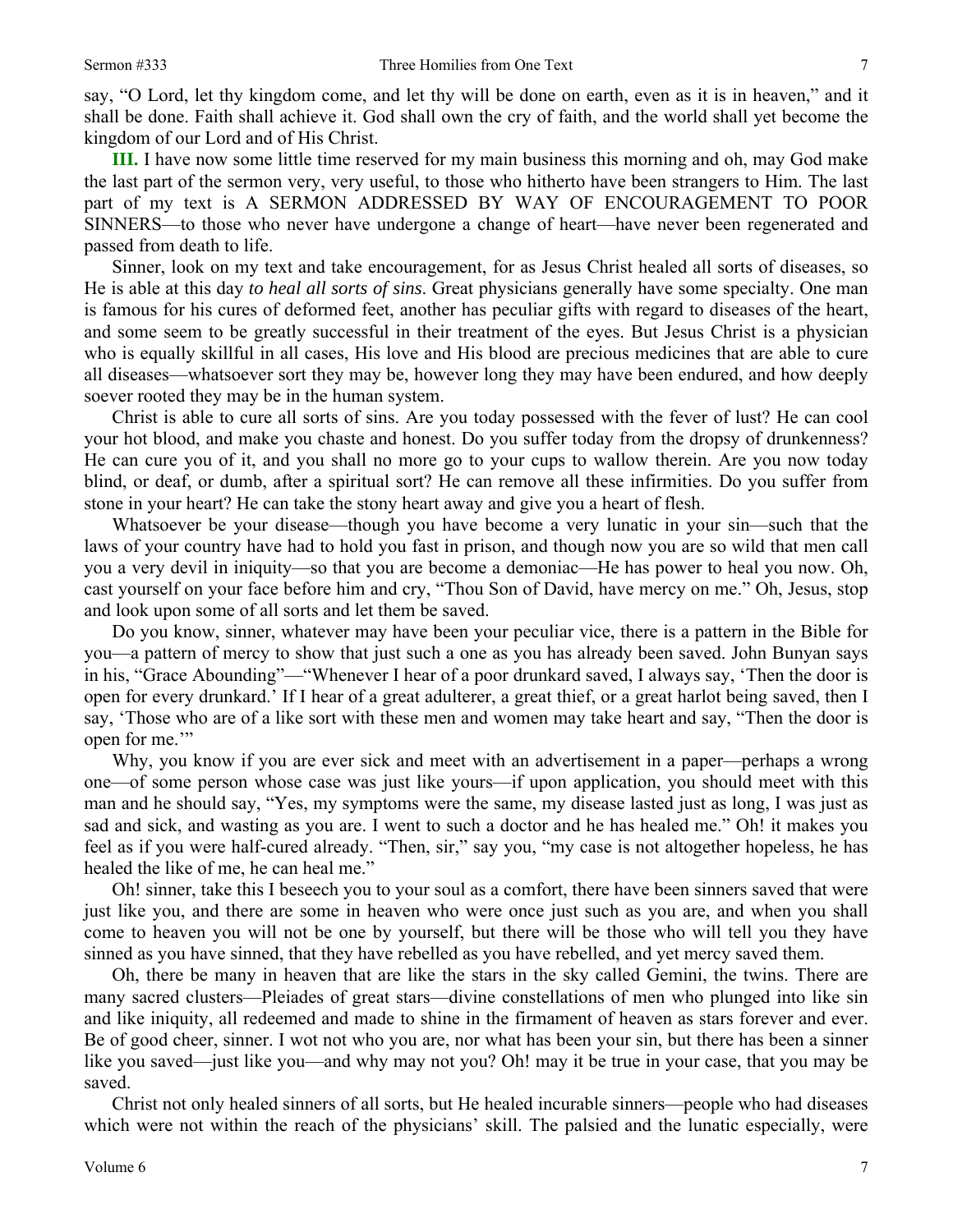say, "O Lord, let thy kingdom come, and let thy will be done on earth, even as it is in heaven," and it shall be done. Faith shall achieve it. God shall own the cry of faith, and the world shall yet become the kingdom of our Lord and of His Christ.

**III.** I have now some little time reserved for my main business this morning and oh, may God make the last part of the sermon very, very useful, to those who hitherto have been strangers to Him. The last part of my text is A SERMON ADDRESSED BY WAY OF ENCOURAGEMENT TO POOR SINNERS—to those who never have undergone a change of heart—have never been regenerated and passed from death to life.

Sinner, look on my text and take encouragement, for as Jesus Christ healed all sorts of diseases, so He is able at this day *to heal all sorts of sins*. Great physicians generally have some specialty. One man is famous for his cures of deformed feet, another has peculiar gifts with regard to diseases of the heart, and some seem to be greatly successful in their treatment of the eyes. But Jesus Christ is a physician who is equally skillful in all cases, His love and His blood are precious medicines that are able to cure all diseases—whatsoever sort they may be, however long they may have been endured, and how deeply soever rooted they may be in the human system.

Christ is able to cure all sorts of sins. Are you today possessed with the fever of lust? He can cool your hot blood, and make you chaste and honest. Do you suffer today from the dropsy of drunkenness? He can cure you of it, and you shall no more go to your cups to wallow therein. Are you now today blind, or deaf, or dumb, after a spiritual sort? He can remove all these infirmities. Do you suffer from stone in your heart? He can take the stony heart away and give you a heart of flesh.

Whatsoever be your disease—though you have become a very lunatic in your sin—such that the laws of your country have had to hold you fast in prison, and though now you are so wild that men call you a very devil in iniquity—so that you are become a demoniac—He has power to heal you now. Oh, cast yourself on your face before him and cry, "Thou Son of David, have mercy on me." Oh, Jesus, stop and look upon some of all sorts and let them be saved.

Do you know, sinner, whatever may have been your peculiar vice, there is a pattern in the Bible for you—a pattern of mercy to show that just such a one as you has already been saved. John Bunyan says in his, "Grace Abounding"—"Whenever I hear of a poor drunkard saved, I always say, 'Then the door is open for every drunkard.' If I hear of a great adulterer, a great thief, or a great harlot being saved, then I say, 'Those who are of a like sort with these men and women may take heart and say, "Then the door is open for me.'"

Why, you know if you are ever sick and meet with an advertisement in a paper—perhaps a wrong one—of some person whose case was just like yours—if upon application, you should meet with this man and he should say, "Yes, my symptoms were the same, my disease lasted just as long, I was just as sad and sick, and wasting as you are. I went to such a doctor and he has healed me." Oh! it makes you feel as if you were half-cured already. "Then, sir," say you, "my case is not altogether hopeless, he has healed the like of me, he can heal me."

Oh! sinner, take this I beseech you to your soul as a comfort, there have been sinners saved that were just like you, and there are some in heaven who were once just such as you are, and when you shall come to heaven you will not be one by yourself, but there will be those who will tell you they have sinned as you have sinned, that they have rebelled as you have rebelled, and yet mercy saved them.

Oh, there be many in heaven that are like the stars in the sky called Gemini, the twins. There are many sacred clusters—Pleiades of great stars—divine constellations of men who plunged into like sin and like iniquity, all redeemed and made to shine in the firmament of heaven as stars forever and ever. Be of good cheer, sinner. I wot not who you are, nor what has been your sin, but there has been a sinner like you saved—just like you—and why may not you? Oh! may it be true in your case, that you may be saved.

Christ not only healed sinners of all sorts, but He healed incurable sinners—people who had diseases which were not within the reach of the physicians' skill. The palsied and the lunatic especially, were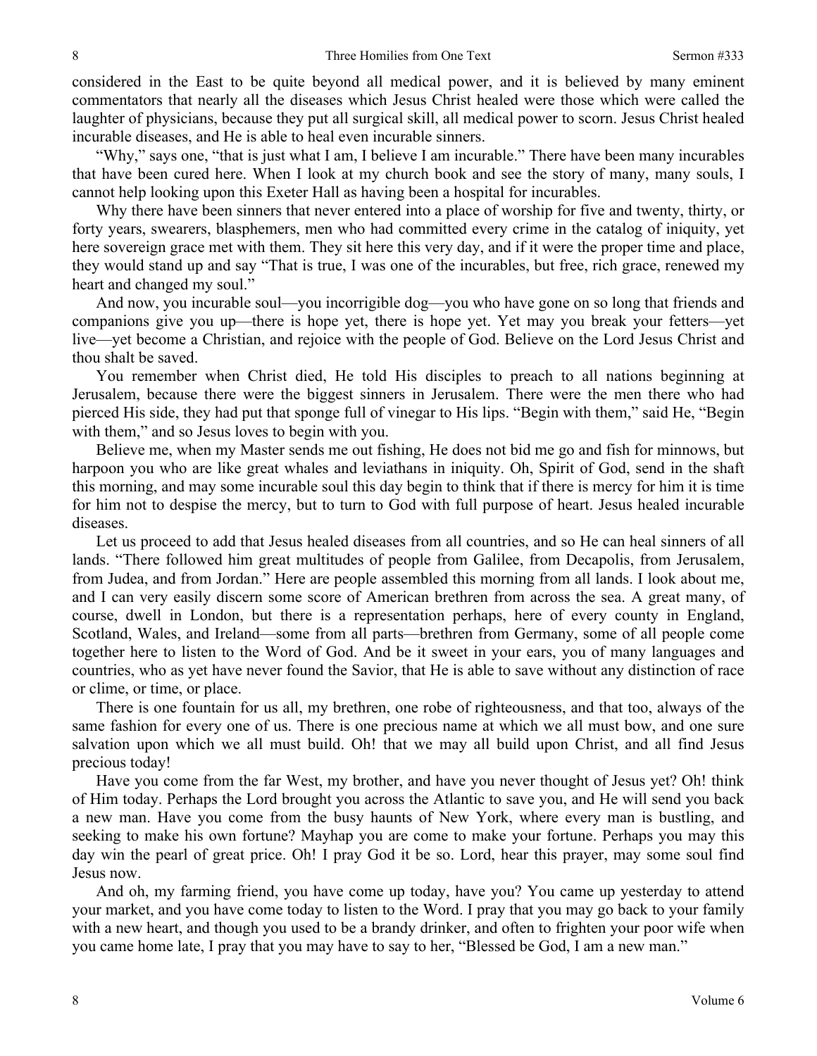considered in the East to be quite beyond all medical power, and it is believed by many eminent commentators that nearly all the diseases which Jesus Christ healed were those which were called the laughter of physicians, because they put all surgical skill, all medical power to scorn. Jesus Christ healed incurable diseases, and He is able to heal even incurable sinners.

"Why," says one, "that is just what I am, I believe I am incurable." There have been many incurables that have been cured here. When I look at my church book and see the story of many, many souls, I cannot help looking upon this Exeter Hall as having been a hospital for incurables.

Why there have been sinners that never entered into a place of worship for five and twenty, thirty, or forty years, swearers, blasphemers, men who had committed every crime in the catalog of iniquity, yet here sovereign grace met with them. They sit here this very day, and if it were the proper time and place, they would stand up and say "That is true, I was one of the incurables, but free, rich grace, renewed my heart and changed my soul."

And now, you incurable soul—you incorrigible dog—you who have gone on so long that friends and companions give you up—there is hope yet, there is hope yet. Yet may you break your fetters—yet live—yet become a Christian, and rejoice with the people of God. Believe on the Lord Jesus Christ and thou shalt be saved.

You remember when Christ died, He told His disciples to preach to all nations beginning at Jerusalem, because there were the biggest sinners in Jerusalem. There were the men there who had pierced His side, they had put that sponge full of vinegar to His lips. "Begin with them," said He, "Begin with them," and so Jesus loves to begin with you.

Believe me, when my Master sends me out fishing, He does not bid me go and fish for minnows, but harpoon you who are like great whales and leviathans in iniquity. Oh, Spirit of God, send in the shaft this morning, and may some incurable soul this day begin to think that if there is mercy for him it is time for him not to despise the mercy, but to turn to God with full purpose of heart. Jesus healed incurable diseases.

Let us proceed to add that Jesus healed diseases from all countries, and so He can heal sinners of all lands. "There followed him great multitudes of people from Galilee, from Decapolis, from Jerusalem, from Judea, and from Jordan." Here are people assembled this morning from all lands. I look about me, and I can very easily discern some score of American brethren from across the sea. A great many, of course, dwell in London, but there is a representation perhaps, here of every county in England, Scotland, Wales, and Ireland—some from all parts—brethren from Germany, some of all people come together here to listen to the Word of God. And be it sweet in your ears, you of many languages and countries, who as yet have never found the Savior, that He is able to save without any distinction of race or clime, or time, or place.

There is one fountain for us all, my brethren, one robe of righteousness, and that too, always of the same fashion for every one of us. There is one precious name at which we all must bow, and one sure salvation upon which we all must build. Oh! that we may all build upon Christ, and all find Jesus precious today!

Have you come from the far West, my brother, and have you never thought of Jesus yet? Oh! think of Him today. Perhaps the Lord brought you across the Atlantic to save you, and He will send you back a new man. Have you come from the busy haunts of New York, where every man is bustling, and seeking to make his own fortune? Mayhap you are come to make your fortune. Perhaps you may this day win the pearl of great price. Oh! I pray God it be so. Lord, hear this prayer, may some soul find Jesus now.

And oh, my farming friend, you have come up today, have you? You came up yesterday to attend your market, and you have come today to listen to the Word. I pray that you may go back to your family with a new heart, and though you used to be a brandy drinker, and often to frighten your poor wife when you came home late, I pray that you may have to say to her, "Blessed be God, I am a new man."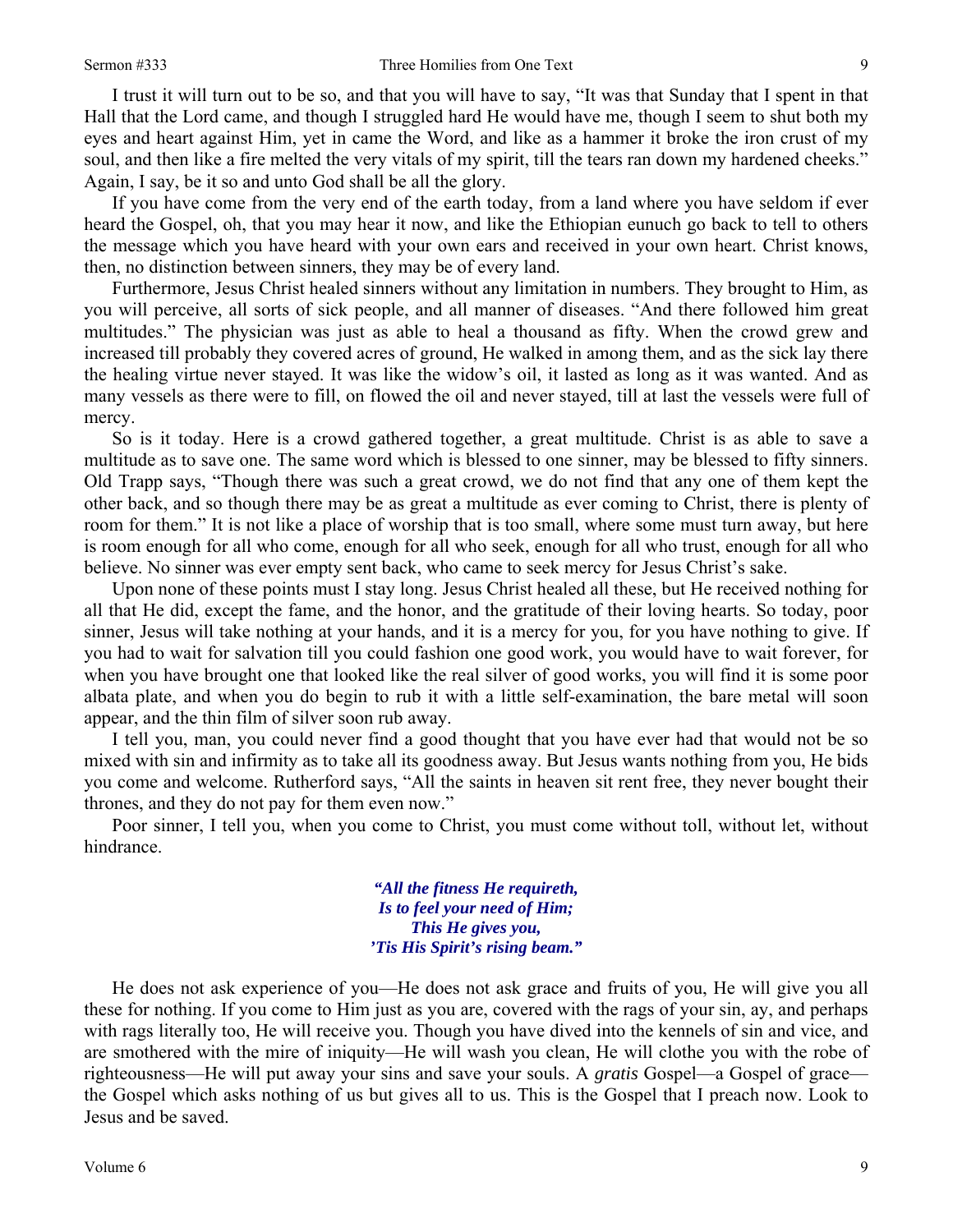I trust it will turn out to be so, and that you will have to say, "It was that Sunday that I spent in that Hall that the Lord came, and though I struggled hard He would have me, though I seem to shut both my eyes and heart against Him, yet in came the Word, and like as a hammer it broke the iron crust of my soul, and then like a fire melted the very vitals of my spirit, till the tears ran down my hardened cheeks." Again, I say, be it so and unto God shall be all the glory.

If you have come from the very end of the earth today, from a land where you have seldom if ever heard the Gospel, oh, that you may hear it now, and like the Ethiopian eunuch go back to tell to others the message which you have heard with your own ears and received in your own heart. Christ knows, then, no distinction between sinners, they may be of every land.

Furthermore, Jesus Christ healed sinners without any limitation in numbers. They brought to Him, as you will perceive, all sorts of sick people, and all manner of diseases. "And there followed him great multitudes." The physician was just as able to heal a thousand as fifty. When the crowd grew and increased till probably they covered acres of ground, He walked in among them, and as the sick lay there the healing virtue never stayed. It was like the widow's oil, it lasted as long as it was wanted. And as many vessels as there were to fill, on flowed the oil and never stayed, till at last the vessels were full of mercy.

So is it today. Here is a crowd gathered together, a great multitude. Christ is as able to save a multitude as to save one. The same word which is blessed to one sinner, may be blessed to fifty sinners. Old Trapp says, "Though there was such a great crowd, we do not find that any one of them kept the other back, and so though there may be as great a multitude as ever coming to Christ, there is plenty of room for them." It is not like a place of worship that is too small, where some must turn away, but here is room enough for all who come, enough for all who seek, enough for all who trust, enough for all who believe. No sinner was ever empty sent back, who came to seek mercy for Jesus Christ's sake.

Upon none of these points must I stay long. Jesus Christ healed all these, but He received nothing for all that He did, except the fame, and the honor, and the gratitude of their loving hearts. So today, poor sinner, Jesus will take nothing at your hands, and it is a mercy for you, for you have nothing to give. If you had to wait for salvation till you could fashion one good work, you would have to wait forever, for when you have brought one that looked like the real silver of good works, you will find it is some poor albata plate, and when you do begin to rub it with a little self-examination, the bare metal will soon appear, and the thin film of silver soon rub away.

I tell you, man, you could never find a good thought that you have ever had that would not be so mixed with sin and infirmity as to take all its goodness away. But Jesus wants nothing from you, He bids you come and welcome. Rutherford says, "All the saints in heaven sit rent free, they never bought their thrones, and they do not pay for them even now."

Poor sinner, I tell you, when you come to Christ, you must come without toll, without let, without hindrance.

> ***"All the fitness He requireth,***
> ***Is to feel your need of Him;***
> ***This He gives you,***
> ***'Tis His Spirit's rising beam."***

He does not ask experience of you—He does not ask grace and fruits of you, He will give you all these for nothing. If you come to Him just as you are, covered with the rags of your sin, ay, and perhaps with rags literally too, He will receive you. Though you have dived into the kennels of sin and vice, and are smothered with the mire of iniquity—He will wash you clean, He will clothe you with the robe of righteousness—He will put away your sins and save your souls. A *gratis* Gospel—a Gospel of grace—the Gospel which asks nothing of us but gives all to us. This is the Gospel that I preach now. Look to Jesus and be saved.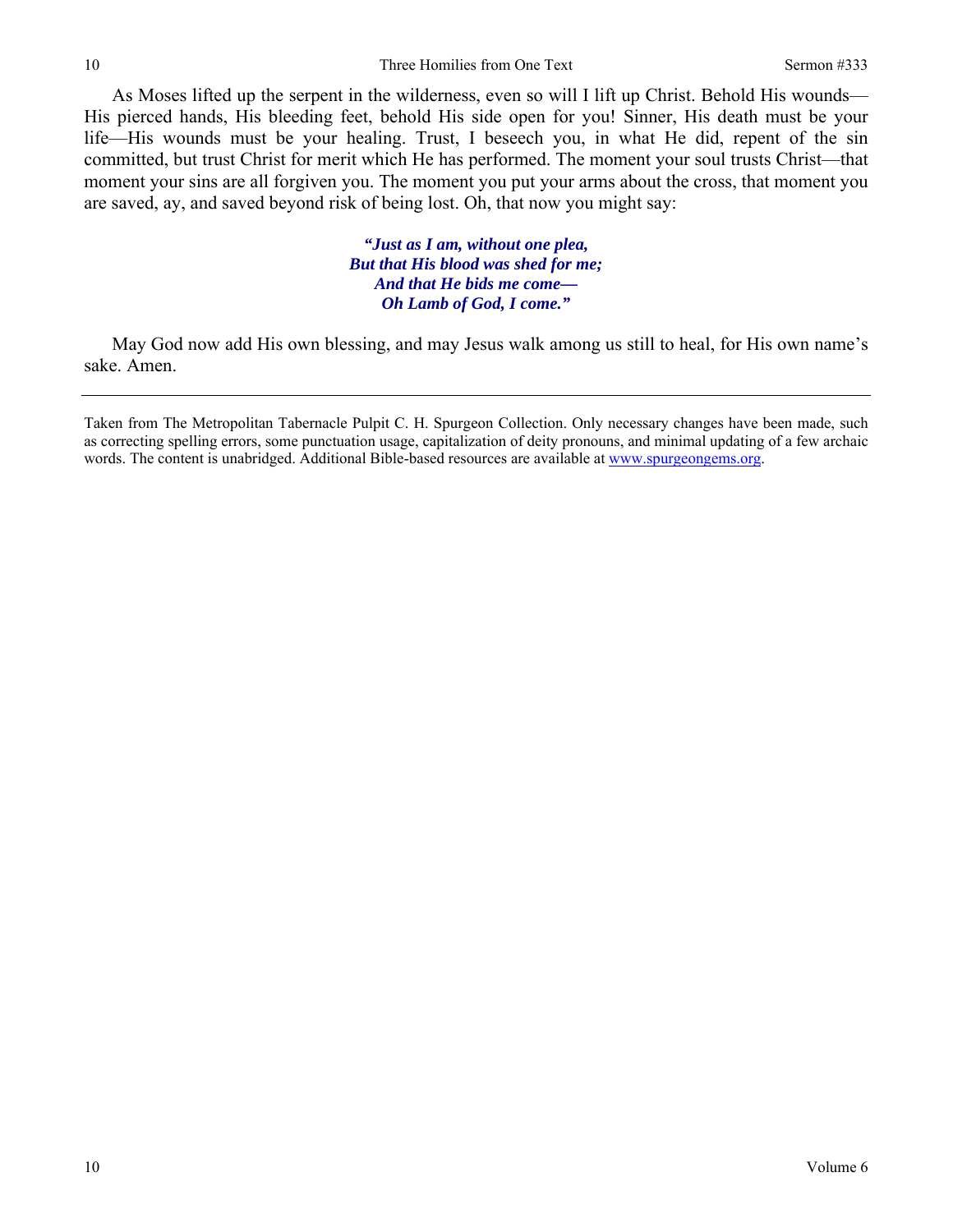As Moses lifted up the serpent in the wilderness, even so will I lift up Christ. Behold His wounds—His pierced hands, His bleeding feet, behold His side open for you! Sinner, His death must be your life—His wounds must be your healing. Trust, I beseech you, in what He did, repent of the sin committed, but trust Christ for merit which He has performed. The moment your soul trusts Christ—that moment your sins are all forgiven you. The moment you put your arms about the cross, that moment you are saved, ay, and saved beyond risk of being lost. Oh, that now you might say:

> ***"Just as I am, without one plea,***
> ***But that His blood was shed for me;***
> ***And that He bids me come—***
> ***Oh Lamb of God, I come."***

May God now add His own blessing, and may Jesus walk among us still to heal, for His own name's sake. Amen.

---

Taken from The Metropolitan Tabernacle Pulpit C. H. Spurgeon Collection. Only necessary changes have been made, such as correcting spelling errors, some punctuation usage, capitalization of deity pronouns, and minimal updating of a few archaic words. The content is unabridged. Additional Bible-based resources are available at www.spurgeongems.org.